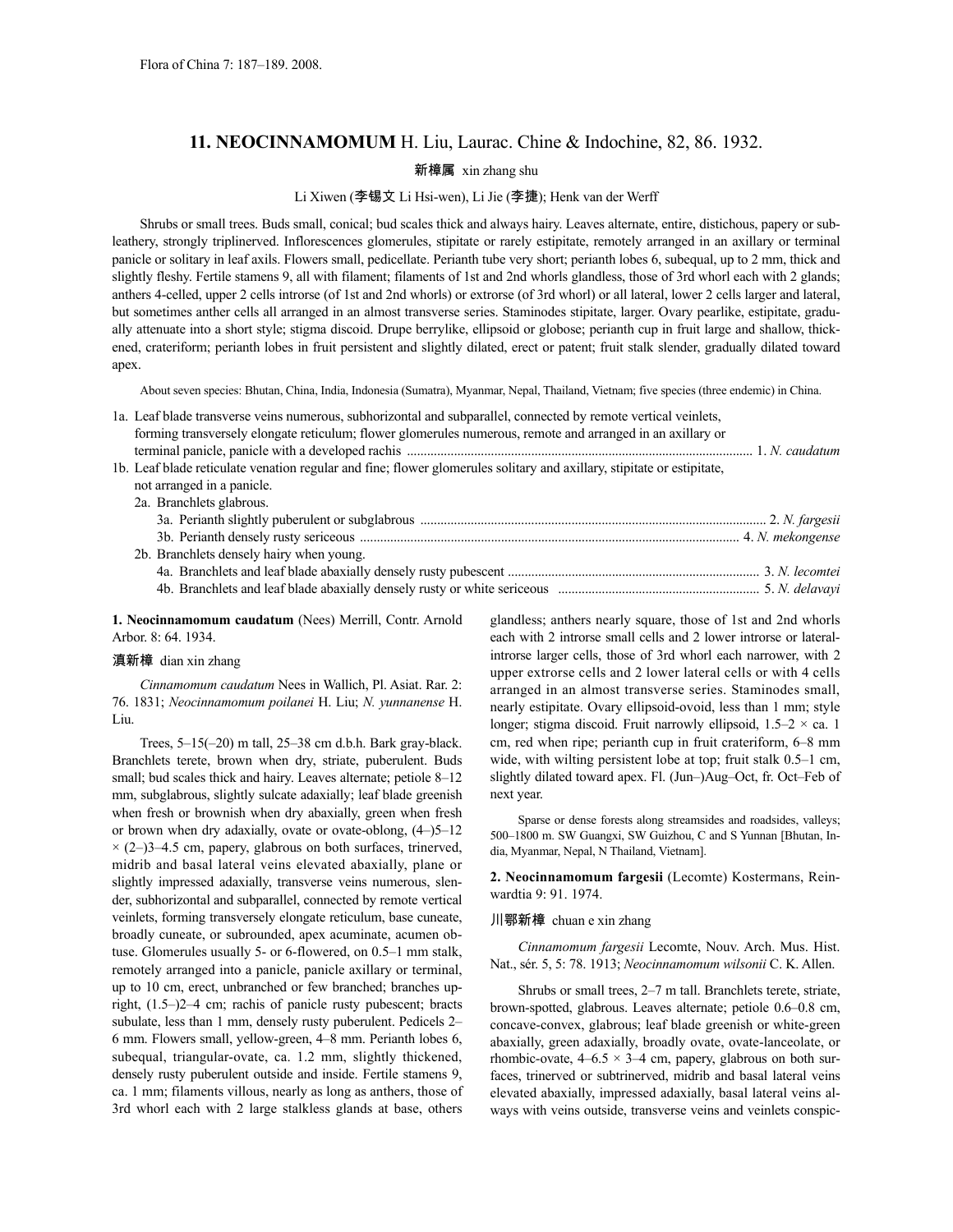Flora of China 7: 187–189. 2008.

## 11. NEOCINNAMOMUM H. Liu, Laurac. Chine & Indochine, 82, 86. 1932.

新樟属 xin zhang shu

Li Xiwen (李锡文 Li Hsi-wen), Li Jie (李捷); Henk van der Werff

Shrubs or small trees. Buds small, conical; bud scales thick and always hairy. Leaves alternate, entire, distichous, papery or subleathery, strongly triplinerved. Inflorescences glomerules, stipitate or rarely estipitate, remotely arranged in an axillary or terminal panicle or solitary in leaf axils. Flowers small, pedicellate. Perianth tube very short; perianth lobes 6, subequal, up to 2 mm, thick and slightly fleshy. Fertile stamens 9, all with filament; filaments of 1st and 2nd whorls glandless, those of 3rd whorl each with 2 glands; anthers 4-celled, upper 2 cells introrse (of 1st and 2nd whorls) or extrorse (of 3rd whorl) or all lateral, lower 2 cells larger and lateral, but sometimes anther cells all arranged in an almost transverse series. Staminodes stipitate, larger. Ovary pearlike, estipitate, gradually attenuate into a short style; stigma discoid. Drupe berrylike, ellipsoid or globose; perianth cup in fruit large and shallow, thickened, crateriform; perianth lobes in fruit persistent and slightly dilated, erect or patent; fruit stalk slender, gradually dilated toward apex.

About seven species: Bhutan, China, India, Indonesia (Sumatra), Myanmar, Nepal, Thailand, Vietnam; five species (three endemic) in China.

1a. Leaf blade transverse veins numerous, subhorizontal and subparallel, connected by remote vertical veinlets, forming transversely elongate reticulum; flower glomerules numerous, remote and arranged in an axillary or terminal panicle, panicle with a developed rachis .................................................. 1. *N. caudatum*
1b. Leaf blade reticulate venation regular and fine; flower glomerules solitary and axillary, stipitate or estipitate, not arranged in a panicle.
 2a. Branchlets glabrous.
  3a. Perianth slightly puberulent or subglabrous .................................................. 2. *N. fargesii*
  3b. Perianth densely rusty sericeous .................................................. 4. *N. mekongense*
 2b. Branchlets densely hairy when young.
  4a. Branchlets and leaf blade abaxially densely rusty pubescent .................................................. 3. *N. lecomtei*
  4b. Branchlets and leaf blade abaxially densely rusty or white sericeous .................................................. 5. *N. delavayi*

**1. Neocinnamomum caudatum** (Nees) Merrill, Contr. Arnold Arbor. 8: 64. 1934.

滇新樟 dian xin zhang

*Cinnamomum caudatum* Nees in Wallich, Pl. Asiat. Rar. 2: 76. 1831; *Neocinnamomum poilanei* H. Liu; *N. yunnanense* H. Liu.

Trees, 5–15(–20) m tall, 25–38 cm d.b.h. Bark gray-black. Branchlets terete, brown when dry, striate, puberulent. Buds small; bud scales thick and hairy. Leaves alternate; petiole 8–12 mm, subglabrous, slightly sulcate adaxially; leaf blade greenish when fresh or brownish when dry abaxially, green when fresh or brown when dry adaxially, ovate or ovate-oblong, (4–)5–12 × (2–)3–4.5 cm, papery, glabrous on both surfaces, trinerved, midrib and basal lateral veins elevated abaxially, plane or slightly impressed adaxially, transverse veins numerous, slender, subhorizontal and subparallel, connected by remote vertical veinlets, forming transversely elongate reticulum, base cuneate, broadly cuneate, or subrounded, apex acuminate, acumen obtuse. Glomerules usually 5- or 6-flowered, on 0.5–1 mm stalk, remotely arranged into a panicle, panicle axillary or terminal, up to 10 cm, erect, unbranched or few branched; branches upright, (1.5–)2–4 cm; rachis of panicle rusty pubescent; bracts subulate, less than 1 mm, densely rusty puberulent. Pedicels 2–6 mm. Flowers small, yellow-green, 4–8 mm. Perianth lobes 6, subequal, triangular-ovate, ca. 1.2 mm, slightly thickened, densely rusty puberulent outside and inside. Fertile stamens 9, ca. 1 mm; filaments villous, nearly as long as anthers, those of 3rd whorl each with 2 large stalkless glands at base, others glandless; anthers nearly square, those of 1st and 2nd whorls each with 2 introrse small cells and 2 lower introrse or lateral-introrse larger cells, those of 3rd whorl each narrower, with 2 upper extrorse cells and 2 lower lateral cells or with 4 cells arranged in an almost transverse series. Staminodes small, nearly estipitate. Ovary ellipsoid-ovoid, less than 1 mm; style longer; stigma discoid. Fruit narrowly ellipsoid, 1.5–2 × ca. 1 cm, red when ripe; perianth cup in fruit crateriform, 6–8 mm wide, with wilting persistent lobe at top; fruit stalk 0.5–1 cm, slightly dilated toward apex. Fl. (Jun–)Aug–Oct, fr. Oct–Feb of next year.

Sparse or dense forests along streamsides and roadsides, valleys; 500–1800 m. SW Guangxi, SW Guizhou, C and S Yunnan [Bhutan, India, Myanmar, Nepal, N Thailand, Vietnam].

**2. Neocinnamomum fargesii** (Lecomte) Kostermans, Reinwardtia 9: 91. 1974.

川鄂新樟 chuan e xin zhang

*Cinnamomum fargesii* Lecomte, Nouv. Arch. Mus. Hist. Nat., sér. 5, 5: 78. 1913; *Neocinnamomum wilsonii* C. K. Allen.

Shrubs or small trees, 2–7 m tall. Branchlets terete, striate, brown-spotted, glabrous. Leaves alternate; petiole 0.6–0.8 cm, concave-convex, glabrous; leaf blade greenish or white-green abaxially, green adaxially, broadly ovate, ovate-lanceolate, or rhombic-ovate, 4–6.5 × 3–4 cm, papery, glabrous on both surfaces, trinerved or subtrinerved, midrib and basal lateral veins elevated abaxially, impressed adaxially, basal lateral veins always with veins outside, transverse veins and veinlets conspic-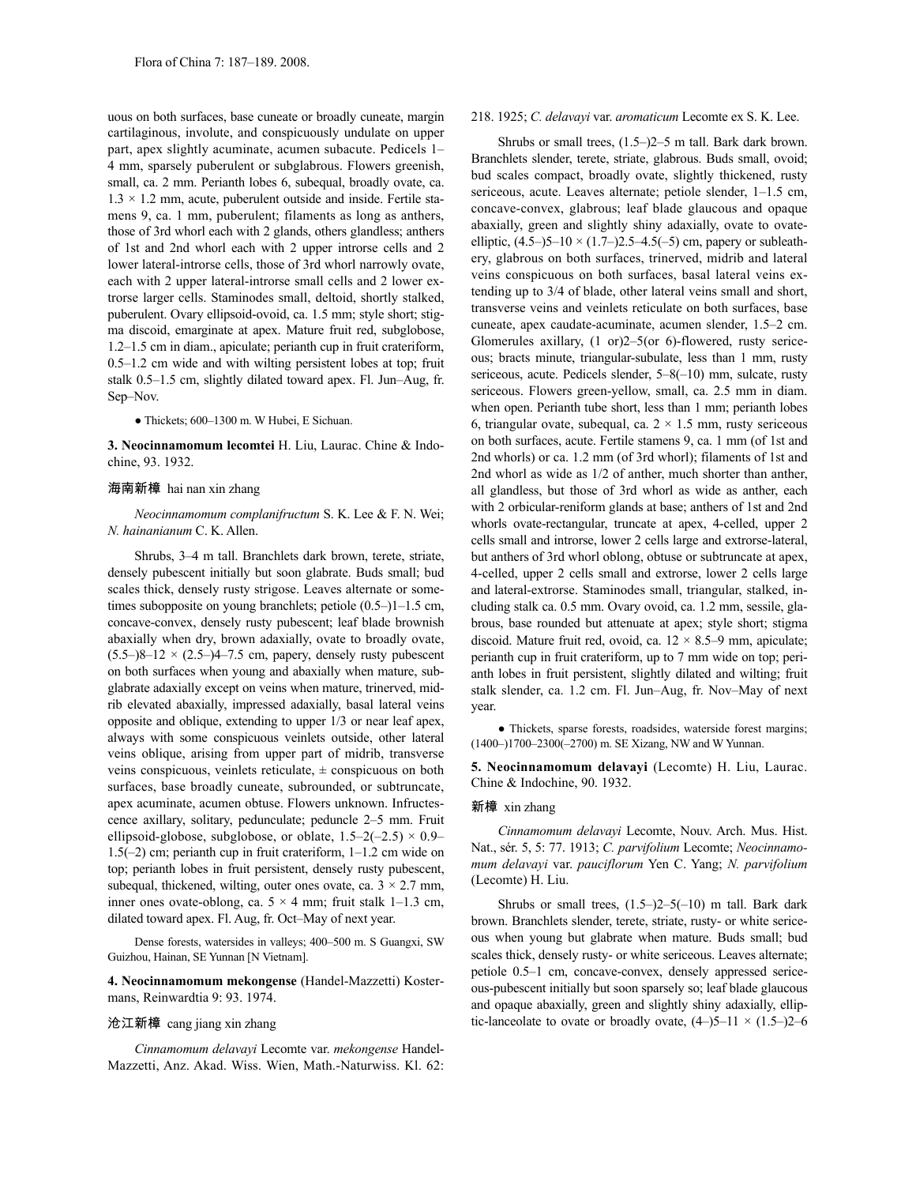uous on both surfaces, base cuneate or broadly cuneate, margin cartilaginous, involute, and conspicuously undulate on upper part, apex slightly acuminate, acumen subacute. Pedicels 1–4 mm, sparsely puberulent or subglabrous. Flowers greenish, small, ca. 2 mm. Perianth lobes 6, subequal, broadly ovate, ca. 1.3 × 1.2 mm, acute, puberulent outside and inside. Fertile stamens 9, ca. 1 mm, puberulent; filaments as long as anthers, those of 3rd whorl each with 2 glands, others glandless; anthers of 1st and 2nd whorl each with 2 upper introrse cells and 2 lower lateral-introrse cells, those of 3rd whorl narrowly ovate, each with 2 upper lateral-introrse small cells and 2 lower extrorse larger cells. Staminodes small, deltoid, shortly stalked, puberulent. Ovary ellipsoid-ovoid, ca. 1.5 mm; style short; stigma discoid, emarginate at apex. Mature fruit red, subglobose, 1.2–1.5 cm in diam., apiculate; perianth cup in fruit crateriform, 0.5–1.2 cm wide and with wilting persistent lobes at top; fruit stalk 0.5–1.5 cm, slightly dilated toward apex. Fl. Jun–Aug, fr. Sep–Nov.

● Thickets; 600–1300 m. W Hubei, E Sichuan.

**3. Neocinnamomum lecomtei** H. Liu, Laurac. Chine & Indochine, 93. 1932.

海南新樟 hai nan xin zhang

*Neocinnamomum complanifructum* S. K. Lee & F. N. Wei; *N. hainanianum* C. K. Allen.

Shrubs, 3–4 m tall. Branchlets dark brown, terete, striate, densely pubescent initially but soon glabrate. Buds small; bud scales thick, densely rusty strigose. Leaves alternate or sometimes subopposite on young branchlets; petiole (0.5–)1–1.5 cm, concave-convex, densely rusty pubescent; leaf blade brownish abaxially when dry, brown adaxially, ovate to broadly ovate, (5.5–)8–12 × (2.5–)4–7.5 cm, papery, densely rusty pubescent on both surfaces when young and abaxially when mature, subglabrate adaxially except on veins when mature, trinerved, midrib elevated abaxially, impressed adaxially, basal lateral veins opposite and oblique, extending to upper 1/3 or near leaf apex, always with some conspicuous veinlets outside, other lateral veins oblique, arising from upper part of midrib, transverse veins conspicuous, veinlets reticulate, ± conspicuous on both surfaces, base broadly cuneate, subrounded, or subtruncate, apex acuminate, acumen obtuse. Flowers unknown. Infructescence axillary, solitary, pedunculate; peduncle 2–5 mm. Fruit ellipsoid-globose, subglobose, or oblate, 1.5–2(–2.5) × 0.9–1.5(–2) cm; perianth cup in fruit crateriform, 1–1.2 cm wide on top; perianth lobes in fruit persistent, densely rusty pubescent, subequal, thickened, wilting, outer ones ovate, ca. 3 × 2.7 mm, inner ones ovate-oblong, ca. 5 × 4 mm; fruit stalk 1–1.3 cm, dilated toward apex. Fl. Aug, fr. Oct–May of next year.

Dense forests, watersides in valleys; 400–500 m. S Guangxi, SW Guizhou, Hainan, SE Yunnan [N Vietnam].

**4. Neocinnamomum mekongense** (Handel-Mazzetti) Kostermans, Reinwardtia 9: 93. 1974.

沧江新樟 cang jiang xin zhang

*Cinnamomum delavayi* Lecomte var. *mekongense* Handel-Mazzetti, Anz. Akad. Wiss. Wien, Math.-Naturwiss. Kl. 62: 218. 1925; *C. delavayi* var. *aromaticum* Lecomte ex S. K. Lee.

Shrubs or small trees, (1.5–)2–5 m tall. Bark dark brown. Branchlets slender, terete, striate, glabrous. Buds small, ovoid; bud scales compact, broadly ovate, slightly thickened, rusty sericeous, acute. Leaves alternate; petiole slender, 1–1.5 cm, concave-convex, glabrous; leaf blade glaucous and opaque abaxially, green and slightly shiny adaxially, ovate to ovate-elliptic, (4.5–)5–10 × (1.7–)2.5–4.5(–5) cm, papery or subleathery, glabrous on both surfaces, trinerved, midrib and lateral veins conspicuous on both surfaces, basal lateral veins extending up to 3/4 of blade, other lateral veins small and short, transverse veins and veinlets reticulate on both surfaces, base cuneate, apex caudate-acuminate, acumen slender, 1.5–2 cm. Glomerules axillary, (1 or)2–5(or 6)-flowered, rusty sericeous; bracts minute, triangular-subulate, less than 1 mm, rusty sericeous, acute. Pedicels slender, 5–8(–10) mm, sulcate, rusty sericeous. Flowers green-yellow, small, ca. 2.5 mm in diam. when open. Perianth tube short, less than 1 mm; perianth lobes 6, triangular ovate, subequal, ca. 2 × 1.5 mm, rusty sericeous on both surfaces, acute. Fertile stamens 9, ca. 1 mm (of 1st and 2nd whorls) or ca. 1.2 mm (of 3rd whorl); filaments of 1st and 2nd whorl as wide as 1/2 of anther, much shorter than anther, all glandless, but those of 3rd whorl as wide as anther, each with 2 orbicular-reniform glands at base; anthers of 1st and 2nd whorls ovate-rectangular, truncate at apex, 4-celled, upper 2 cells small and introrse, lower 2 cells large and extrorse-lateral, but anthers of 3rd whorl oblong, obtuse or subtruncate at apex, 4-celled, upper 2 cells small and extrorse, lower 2 cells large and lateral-extrorse. Staminodes small, triangular, stalked, including stalk ca. 0.5 mm. Ovary ovoid, ca. 1.2 mm, sessile, glabrous, base rounded but attenuate at apex; style short; stigma discoid. Mature fruit red, ovoid, ca. 12 × 8.5–9 mm, apiculate; perianth cup in fruit crateriform, up to 7 mm wide on top; perianth lobes in fruit persistent, slightly dilated and wilting; fruit stalk slender, ca. 1.2 cm. Fl. Jun–Aug, fr. Nov–May of next year.

● Thickets, sparse forests, roadsides, waterside forest margins; (1400–)1700–2300(–2700) m. SE Xizang, NW and W Yunnan.

**5. Neocinnamomum delavayi** (Lecomte) H. Liu, Laurac. Chine & Indochine, 90. 1932.

新樟 xin zhang

*Cinnamomum delavayi* Lecomte, Nouv. Arch. Mus. Hist. Nat., sér. 5, 5: 77. 1913; *C. parvifolium* Lecomte; *Neocinnamomum delavayi* var. *pauciflorum* Yen C. Yang; *N. parvifolium* (Lecomte) H. Liu.

Shrubs or small trees, (1.5–)2–5(–10) m tall. Bark dark brown. Branchlets slender, terete, striate, rusty- or white sericeous when young but glabrate when mature. Buds small; bud scales thick, densely rusty- or white sericeous. Leaves alternate; petiole 0.5–1 cm, concave-convex, densely appressed sericeous-pubescent initially but soon sparsely so; leaf blade glaucous and opaque abaxially, green and slightly shiny adaxially, elliptic-lanceolate to ovate or broadly ovate, (4–)5–11 × (1.5–)2–6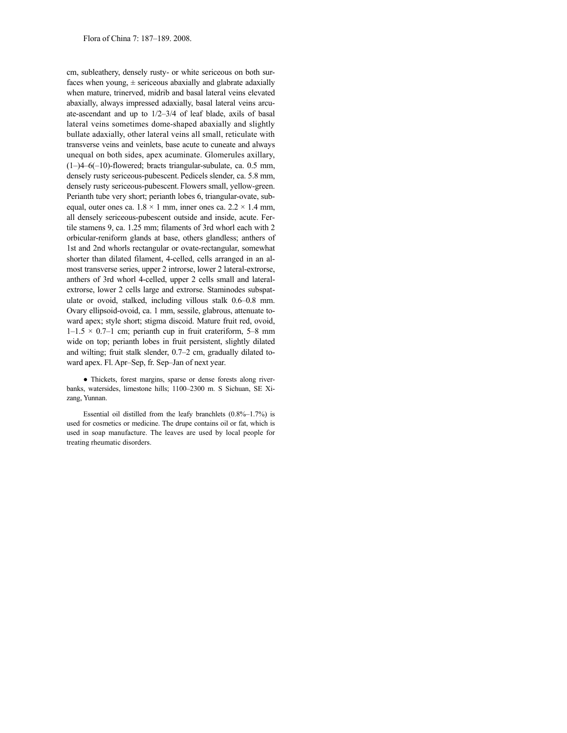cm, subleathery, densely rusty- or white sericeous on both surfaces when young, ± sericeous abaxially and glabrate adaxially when mature, trinerved, midrib and basal lateral veins elevated abaxially, always impressed adaxially, basal lateral veins arcuate-ascendant and up to 1/2–3/4 of leaf blade, axils of basal lateral veins sometimes dome-shaped abaxially and slightly bullate adaxially, other lateral veins all small, reticulate with transverse veins and veinlets, base acute to cuneate and always unequal on both sides, apex acuminate. Glomerules axillary, (1–)4–6(–10)-flowered; bracts triangular-subulate, ca. 0.5 mm, densely rusty sericeous-pubescent. Pedicels slender, ca. 5.8 mm, densely rusty sericeous-pubescent. Flowers small, yellow-green. Perianth tube very short; perianth lobes 6, triangular-ovate, subequal, outer ones ca. 1.8 × 1 mm, inner ones ca. 2.2 × 1.4 mm, all densely sericeous-pubescent outside and inside, acute. Fertile stamens 9, ca. 1.25 mm; filaments of 3rd whorl each with 2 orbicular-reniform glands at base, others glandless; anthers of 1st and 2nd whorls rectangular or ovate-rectangular, somewhat shorter than dilated filament, 4-celled, cells arranged in an almost transverse series, upper 2 introrse, lower 2 lateral-extrorse, anthers of 3rd whorl 4-celled, upper 2 cells small and lateral-extrorse, lower 2 cells large and extrorse. Staminodes subspatulate or ovoid, stalked, including villous stalk 0.6–0.8 mm. Ovary ellipsoid-ovoid, ca. 1 mm, sessile, glabrous, attenuate toward apex; style short; stigma discoid. Mature fruit red, ovoid, 1–1.5 × 0.7–1 cm; perianth cup in fruit crateriform, 5–8 mm wide on top; perianth lobes in fruit persistent, slightly dilated and wilting; fruit stalk slender, 0.7–2 cm, gradually dilated toward apex. Fl. Apr–Sep, fr. Sep–Jan of next year.

● Thickets, forest margins, sparse or dense forests along riverbanks, watersides, limestone hills; 1100–2300 m. S Sichuan, SE Xizang, Yunnan.

Essential oil distilled from the leafy branchlets (0.8%–1.7%) is used for cosmetics or medicine. The drupe contains oil or fat, which is used in soap manufacture. The leaves are used by local people for treating rheumatic disorders.